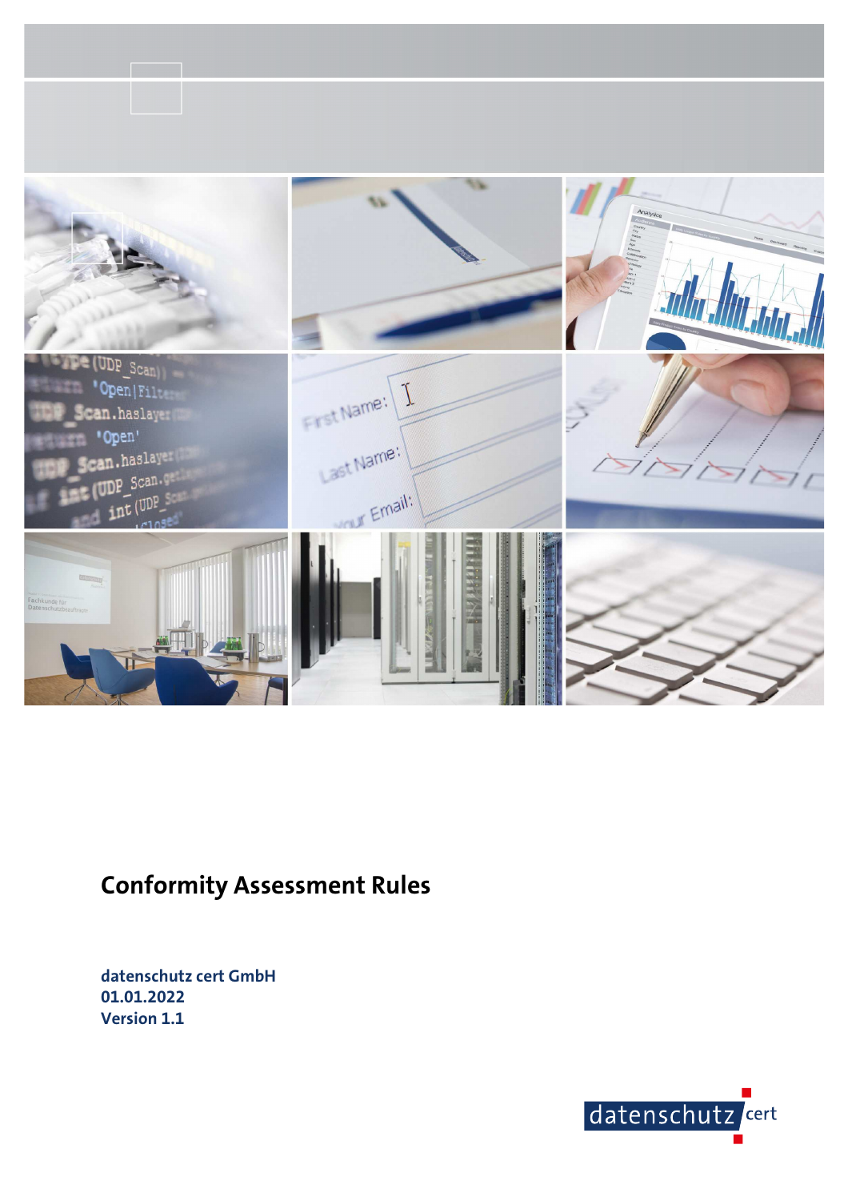# Conformity Assessment Rules

**datenschutz cert GmbH**
**01.01.2022**
**Version 1.1**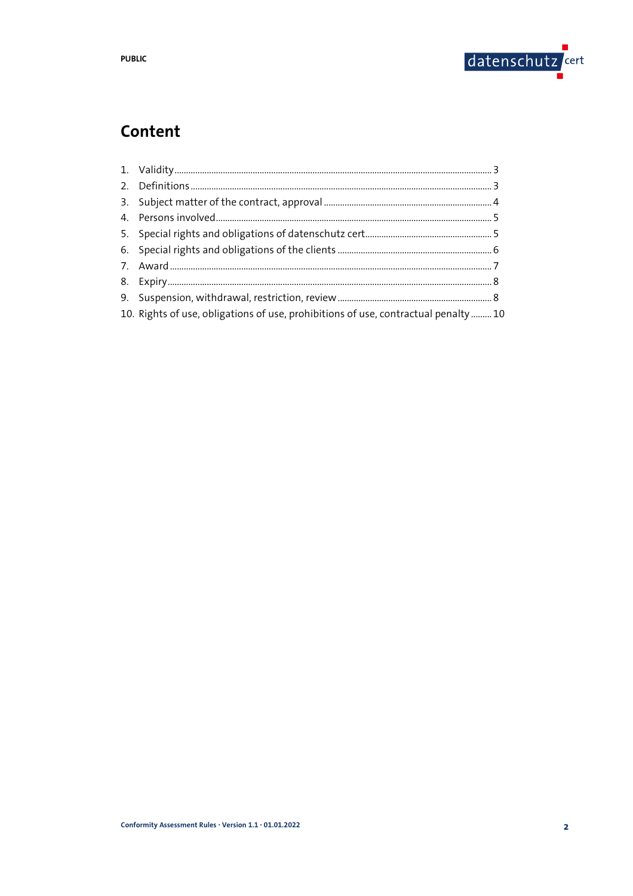# Content

1. Validity ........................................................................................................................ 3
2. Definitions ..................................................................................................................... 3
3. Subject matter of the contract, approval ......................................................................... 4
4. Persons involved ............................................................................................................. 5
5. Special rights and obligations of datenschutz cert ........................................................... 5
6. Special rights and obligations of the clients ..................................................................... 6
7. Award ............................................................................................................................ 7
8. Expiry ............................................................................................................................ 8
9. Suspension, withdrawal, restriction, review ..................................................................... 8
10. Rights of use, obligations of use, prohibitions of use, contractual penalty ......... 10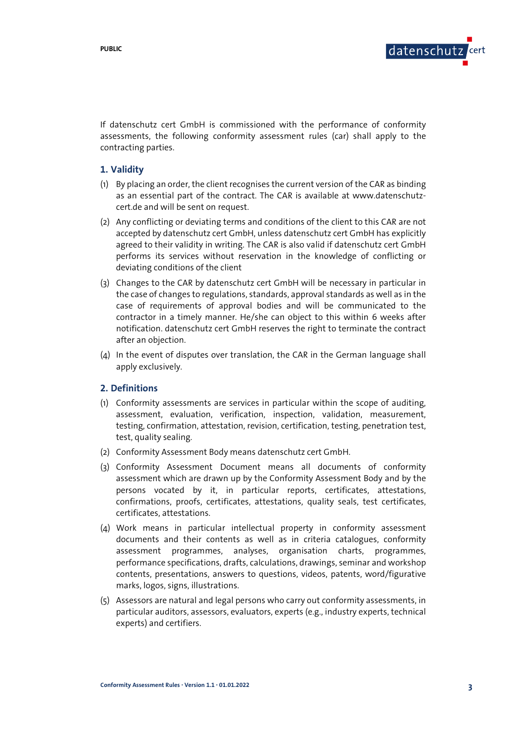If datenschutz cert GmbH is commissioned with the performance of conformity assessments, the following conformity assessment rules (car) shall apply to the contracting parties.

## 1. Validity

(1) By placing an order, the client recognises the current version of the CAR as binding as an essential part of the contract. The CAR is available at www.datenschutz-cert.de and will be sent on request.

(2) Any conflicting or deviating terms and conditions of the client to this CAR are not accepted by datenschutz cert GmbH, unless datenschutz cert GmbH has explicitly agreed to their validity in writing. The CAR is also valid if datenschutz cert GmbH performs its services without reservation in the knowledge of conflicting or deviating conditions of the client

(3) Changes to the CAR by datenschutz cert GmbH will be necessary in particular in the case of changes to regulations, standards, approval standards as well as in the case of requirements of approval bodies and will be communicated to the contractor in a timely manner. He/she can object to this within 6 weeks after notification. datenschutz cert GmbH reserves the right to terminate the contract after an objection.

(4) In the event of disputes over translation, the CAR in the German language shall apply exclusively.

## 2. Definitions

(1) Conformity assessments are services in particular within the scope of auditing, assessment, evaluation, verification, inspection, validation, measurement, testing, confirmation, attestation, revision, certification, testing, penetration test, test, quality sealing.

(2) Conformity Assessment Body means datenschutz cert GmbH.

(3) Conformity Assessment Document means all documents of conformity assessment which are drawn up by the Conformity Assessment Body and by the persons vocated by it, in particular reports, certificates, attestations, confirmations, proofs, certificates, attestations, quality seals, test certificates, certificates, attestations.

(4) Work means in particular intellectual property in conformity assessment documents and their contents as well as in criteria catalogues, conformity assessment programmes, analyses, organisation charts, programmes, performance specifications, drafts, calculations, drawings, seminar and workshop contents, presentations, answers to questions, videos, patents, word/figurative marks, logos, signs, illustrations.

(5) Assessors are natural and legal persons who carry out conformity assessments, in particular auditors, assessors, evaluators, experts (e.g., industry experts, technical experts) and certifiers.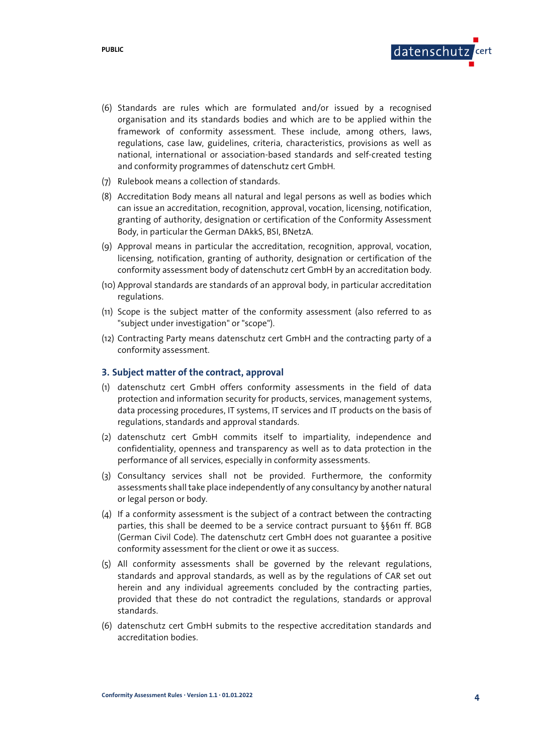(6) Standards are rules which are formulated and/or issued by a recognised organisation and its standards bodies and which are to be applied within the framework of conformity assessment. These include, among others, laws, regulations, case law, guidelines, criteria, characteristics, provisions as well as national, international or association-based standards and self-created testing and conformity programmes of datenschutz cert GmbH.

(7) Rulebook means a collection of standards.

(8) Accreditation Body means all natural and legal persons as well as bodies which can issue an accreditation, recognition, approval, vocation, licensing, notification, granting of authority, designation or certification of the Conformity Assessment Body, in particular the German DAkkS, BSI, BNetzA.

(9) Approval means in particular the accreditation, recognition, approval, vocation, licensing, notification, granting of authority, designation or certification of the conformity assessment body of datenschutz cert GmbH by an accreditation body.

(10) Approval standards are standards of an approval body, in particular accreditation regulations.

(11) Scope is the subject matter of the conformity assessment (also referred to as "subject under investigation" or "scope").

(12) Contracting Party means datenschutz cert GmbH and the contracting party of a conformity assessment.

## 3. Subject matter of the contract, approval

(1) datenschutz cert GmbH offers conformity assessments in the field of data protection and information security for products, services, management systems, data processing procedures, IT systems, IT services and IT products on the basis of regulations, standards and approval standards.

(2) datenschutz cert GmbH commits itself to impartiality, independence and confidentiality, openness and transparency as well as to data protection in the performance of all services, especially in conformity assessments.

(3) Consultancy services shall not be provided. Furthermore, the conformity assessments shall take place independently of any consultancy by another natural or legal person or body.

(4) If a conformity assessment is the subject of a contract between the contracting parties, this shall be deemed to be a service contract pursuant to §§611 ff. BGB (German Civil Code). The datenschutz cert GmbH does not guarantee a positive conformity assessment for the client or owe it as success.

(5) All conformity assessments shall be governed by the relevant regulations, standards and approval standards, as well as by the regulations of CAR set out herein and any individual agreements concluded by the contracting parties, provided that these do not contradict the regulations, standards or approval standards.

(6) datenschutz cert GmbH submits to the respective accreditation standards and accreditation bodies.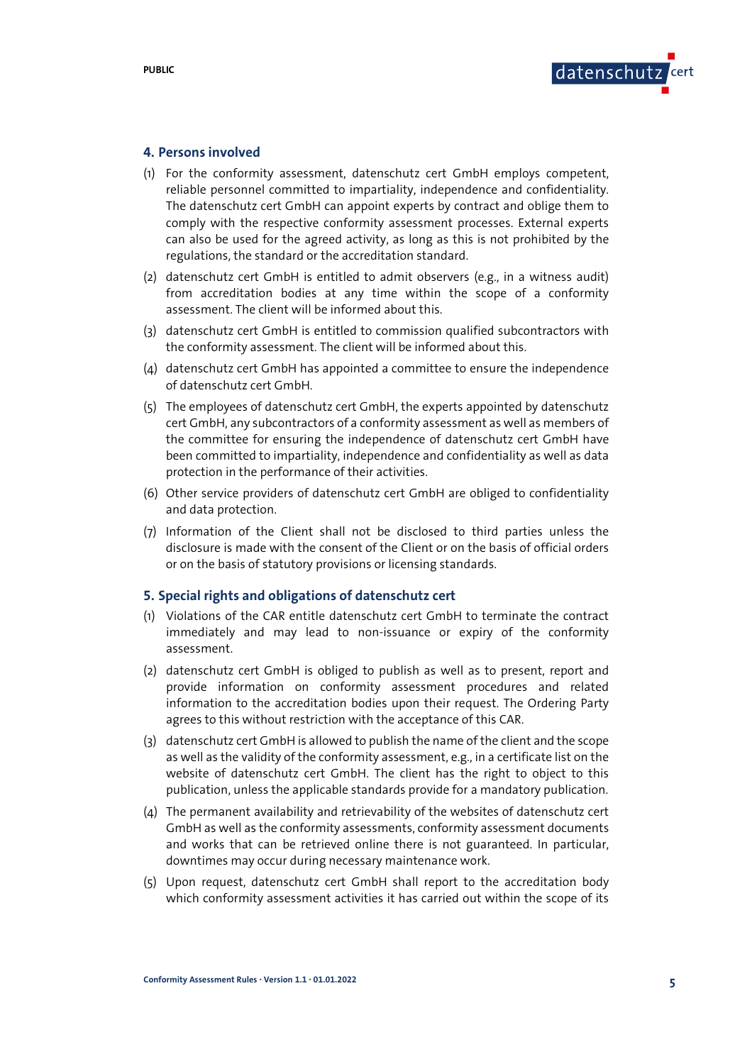## 4. Persons involved

(1) For the conformity assessment, datenschutz cert GmbH employs competent, reliable personnel committed to impartiality, independence and confidentiality. The datenschutz cert GmbH can appoint experts by contract and oblige them to comply with the respective conformity assessment processes. External experts can also be used for the agreed activity, as long as this is not prohibited by the regulations, the standard or the accreditation standard.

(2) datenschutz cert GmbH is entitled to admit observers (e.g., in a witness audit) from accreditation bodies at any time within the scope of a conformity assessment. The client will be informed about this.

(3) datenschutz cert GmbH is entitled to commission qualified subcontractors with the conformity assessment. The client will be informed about this.

(4) datenschutz cert GmbH has appointed a committee to ensure the independence of datenschutz cert GmbH.

(5) The employees of datenschutz cert GmbH, the experts appointed by datenschutz cert GmbH, any subcontractors of a conformity assessment as well as members of the committee for ensuring the independence of datenschutz cert GmbH have been committed to impartiality, independence and confidentiality as well as data protection in the performance of their activities.

(6) Other service providers of datenschutz cert GmbH are obliged to confidentiality and data protection.

(7) Information of the Client shall not be disclosed to third parties unless the disclosure is made with the consent of the Client or on the basis of official orders or on the basis of statutory provisions or licensing standards.

## 5. Special rights and obligations of datenschutz cert

(1) Violations of the CAR entitle datenschutz cert GmbH to terminate the contract immediately and may lead to non-issuance or expiry of the conformity assessment.

(2) datenschutz cert GmbH is obliged to publish as well as to present, report and provide information on conformity assessment procedures and related information to the accreditation bodies upon their request. The Ordering Party agrees to this without restriction with the acceptance of this CAR.

(3) datenschutz cert GmbH is allowed to publish the name of the client and the scope as well as the validity of the conformity assessment, e.g., in a certificate list on the website of datenschutz cert GmbH. The client has the right to object to this publication, unless the applicable standards provide for a mandatory publication.

(4) The permanent availability and retrievability of the websites of datenschutz cert GmbH as well as the conformity assessments, conformity assessment documents and works that can be retrieved online there is not guaranteed. In particular, downtimes may occur during necessary maintenance work.

(5) Upon request, datenschutz cert GmbH shall report to the accreditation body which conformity assessment activities it has carried out within the scope of its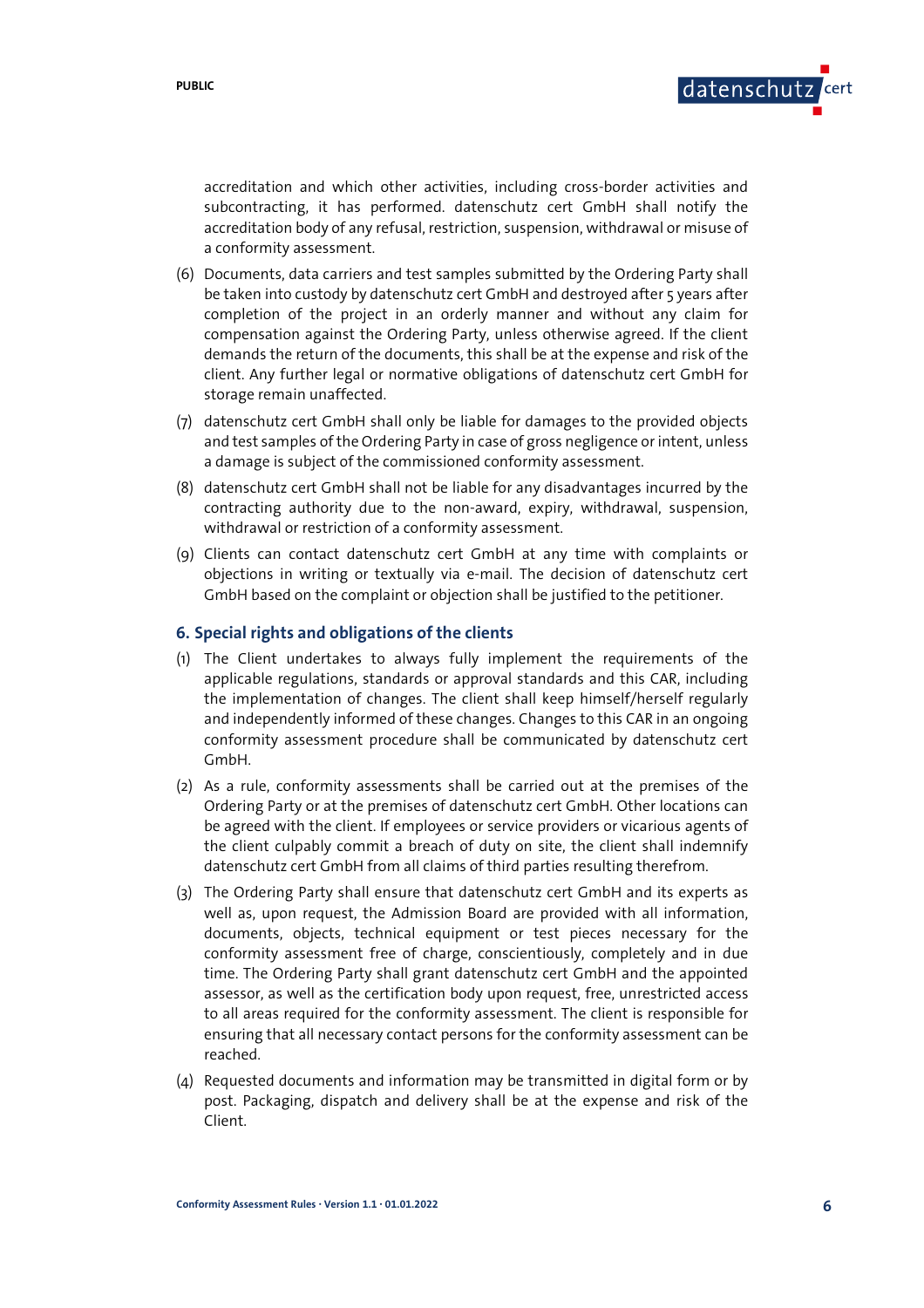accreditation and which other activities, including cross-border activities and subcontracting, it has performed. datenschutz cert GmbH shall notify the accreditation body of any refusal, restriction, suspension, withdrawal or misuse of a conformity assessment.

(6) Documents, data carriers and test samples submitted by the Ordering Party shall be taken into custody by datenschutz cert GmbH and destroyed after 5 years after completion of the project in an orderly manner and without any claim for compensation against the Ordering Party, unless otherwise agreed. If the client demands the return of the documents, this shall be at the expense and risk of the client. Any further legal or normative obligations of datenschutz cert GmbH for storage remain unaffected.

(7) datenschutz cert GmbH shall only be liable for damages to the provided objects and test samples of the Ordering Party in case of gross negligence or intent, unless a damage is subject of the commissioned conformity assessment.

(8) datenschutz cert GmbH shall not be liable for any disadvantages incurred by the contracting authority due to the non-award, expiry, withdrawal, suspension, withdrawal or restriction of a conformity assessment.

(9) Clients can contact datenschutz cert GmbH at any time with complaints or objections in writing or textually via e-mail. The decision of datenschutz cert GmbH based on the complaint or objection shall be justified to the petitioner.

## 6. Special rights and obligations of the clients

(1) The Client undertakes to always fully implement the requirements of the applicable regulations, standards or approval standards and this CAR, including the implementation of changes. The client shall keep himself/herself regularly and independently informed of these changes. Changes to this CAR in an ongoing conformity assessment procedure shall be communicated by datenschutz cert GmbH.

(2) As a rule, conformity assessments shall be carried out at the premises of the Ordering Party or at the premises of datenschutz cert GmbH. Other locations can be agreed with the client. If employees or service providers or vicarious agents of the client culpably commit a breach of duty on site, the client shall indemnify datenschutz cert GmbH from all claims of third parties resulting therefrom.

(3) The Ordering Party shall ensure that datenschutz cert GmbH and its experts as well as, upon request, the Admission Board are provided with all information, documents, objects, technical equipment or test pieces necessary for the conformity assessment free of charge, conscientiously, completely and in due time. The Ordering Party shall grant datenschutz cert GmbH and the appointed assessor, as well as the certification body upon request, free, unrestricted access to all areas required for the conformity assessment. The client is responsible for ensuring that all necessary contact persons for the conformity assessment can be reached.

(4) Requested documents and information may be transmitted in digital form or by post. Packaging, dispatch and delivery shall be at the expense and risk of the Client.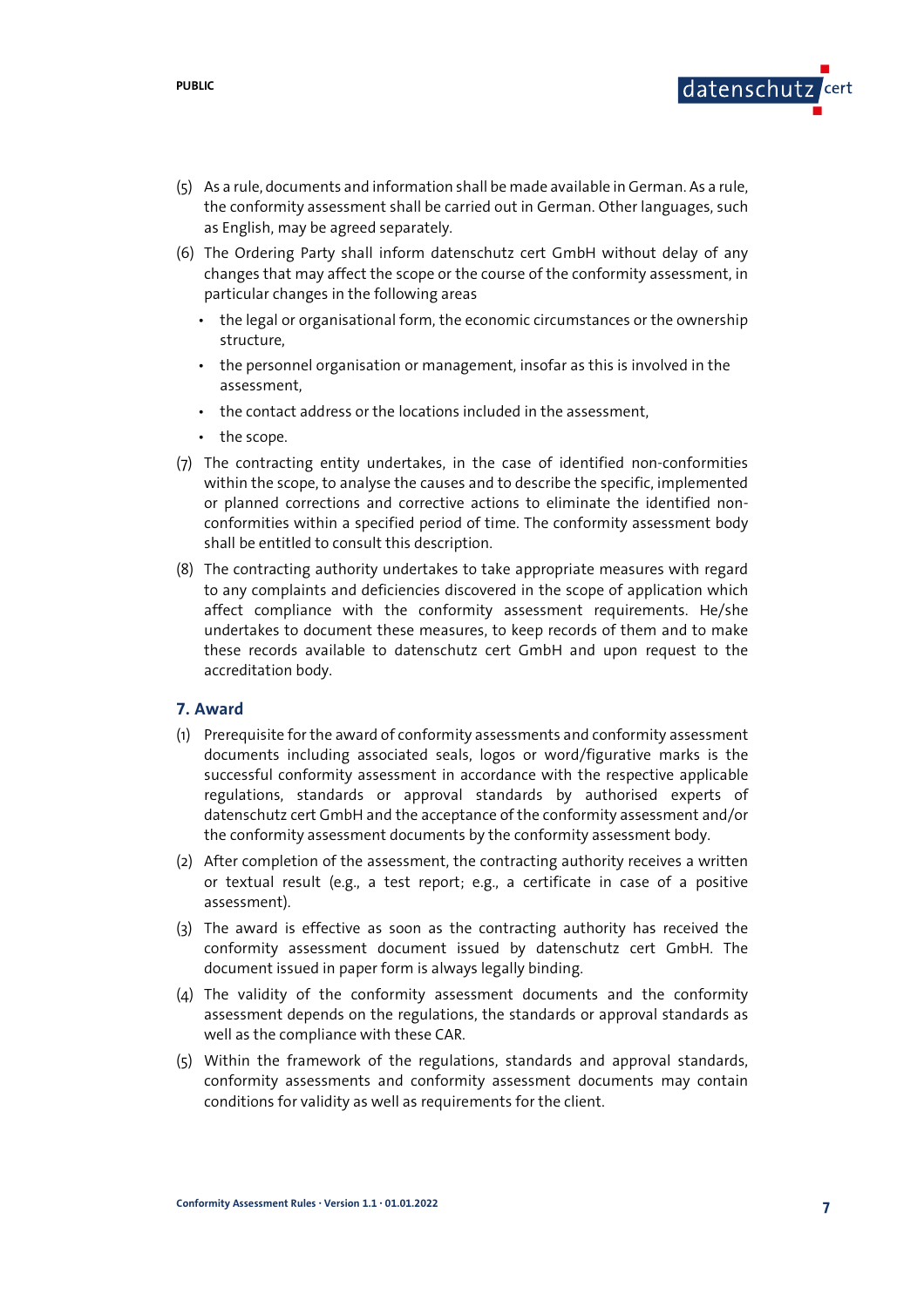(5) As a rule, documents and information shall be made available in German. As a rule, the conformity assessment shall be carried out in German. Other languages, such as English, may be agreed separately.

(6) The Ordering Party shall inform datenschutz cert GmbH without delay of any changes that may affect the scope or the course of the conformity assessment, in particular changes in the following areas

- the legal or organisational form, the economic circumstances or the ownership structure,
- the personnel organisation or management, insofar as this is involved in the assessment,
- the contact address or the locations included in the assessment,
- the scope.

(7) The contracting entity undertakes, in the case of identified non-conformities within the scope, to analyse the causes and to describe the specific, implemented or planned corrections and corrective actions to eliminate the identified non-conformities within a specified period of time. The conformity assessment body shall be entitled to consult this description.

(8) The contracting authority undertakes to take appropriate measures with regard to any complaints and deficiencies discovered in the scope of application which affect compliance with the conformity assessment requirements. He/she undertakes to document these measures, to keep records of them and to make these records available to datenschutz cert GmbH and upon request to the accreditation body.

## 7. Award

(1) Prerequisite for the award of conformity assessments and conformity assessment documents including associated seals, logos or word/figurative marks is the successful conformity assessment in accordance with the respective applicable regulations, standards or approval standards by authorised experts of datenschutz cert GmbH and the acceptance of the conformity assessment and/or the conformity assessment documents by the conformity assessment body.

(2) After completion of the assessment, the contracting authority receives a written or textual result (e.g., a test report; e.g., a certificate in case of a positive assessment).

(3) The award is effective as soon as the contracting authority has received the conformity assessment document issued by datenschutz cert GmbH. The document issued in paper form is always legally binding.

(4) The validity of the conformity assessment documents and the conformity assessment depends on the regulations, the standards or approval standards as well as the compliance with these CAR.

(5) Within the framework of the regulations, standards and approval standards, conformity assessments and conformity assessment documents may contain conditions for validity as well as requirements for the client.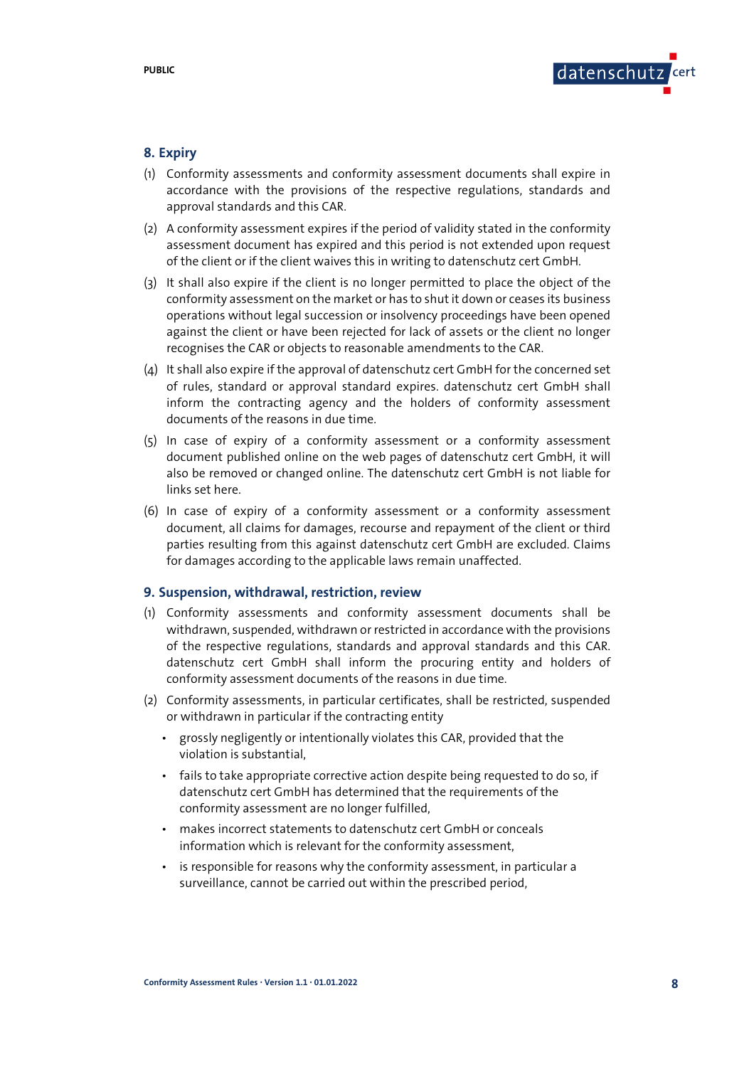## 8. Expiry

(1) Conformity assessments and conformity assessment documents shall expire in accordance with the provisions of the respective regulations, standards and approval standards and this CAR.

(2) A conformity assessment expires if the period of validity stated in the conformity assessment document has expired and this period is not extended upon request of the client or if the client waives this in writing to datenschutz cert GmbH.

(3) It shall also expire if the client is no longer permitted to place the object of the conformity assessment on the market or has to shut it down or ceases its business operations without legal succession or insolvency proceedings have been opened against the client or have been rejected for lack of assets or the client no longer recognises the CAR or objects to reasonable amendments to the CAR.

(4) It shall also expire if the approval of datenschutz cert GmbH for the concerned set of rules, standard or approval standard expires. datenschutz cert GmbH shall inform the contracting agency and the holders of conformity assessment documents of the reasons in due time.

(5) In case of expiry of a conformity assessment or a conformity assessment document published online on the web pages of datenschutz cert GmbH, it will also be removed or changed online. The datenschutz cert GmbH is not liable for links set here.

(6) In case of expiry of a conformity assessment or a conformity assessment document, all claims for damages, recourse and repayment of the client or third parties resulting from this against datenschutz cert GmbH are excluded. Claims for damages according to the applicable laws remain unaffected.

## 9. Suspension, withdrawal, restriction, review

(1) Conformity assessments and conformity assessment documents shall be withdrawn, suspended, withdrawn or restricted in accordance with the provisions of the respective regulations, standards and approval standards and this CAR. datenschutz cert GmbH shall inform the procuring entity and holders of conformity assessment documents of the reasons in due time.

(2) Conformity assessments, in particular certificates, shall be restricted, suspended or withdrawn in particular if the contracting entity

- grossly negligently or intentionally violates this CAR, provided that the violation is substantial,
- fails to take appropriate corrective action despite being requested to do so, if datenschutz cert GmbH has determined that the requirements of the conformity assessment are no longer fulfilled,
- makes incorrect statements to datenschutz cert GmbH or conceals information which is relevant for the conformity assessment,
- is responsible for reasons why the conformity assessment, in particular a surveillance, cannot be carried out within the prescribed period,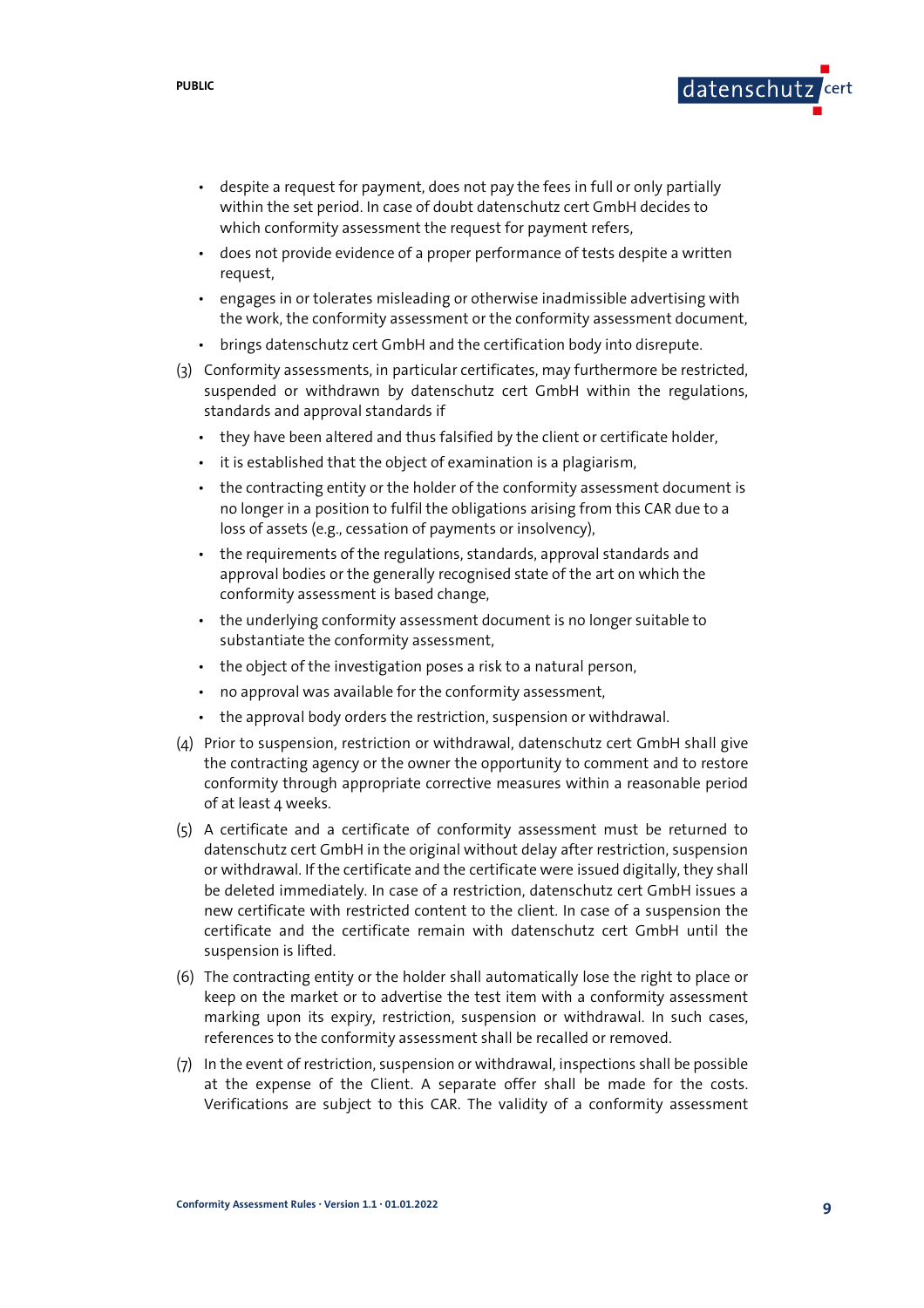- despite a request for payment, does not pay the fees in full or only partially within the set period. In case of doubt datenschutz cert GmbH decides to which conformity assessment the request for payment refers,
- does not provide evidence of a proper performance of tests despite a written request,
- engages in or tolerates misleading or otherwise inadmissible advertising with the work, the conformity assessment or the conformity assessment document,
- brings datenschutz cert GmbH and the certification body into disrepute.

(3) Conformity assessments, in particular certificates, may furthermore be restricted, suspended or withdrawn by datenschutz cert GmbH within the regulations, standards and approval standards if

- they have been altered and thus falsified by the client or certificate holder,
- it is established that the object of examination is a plagiarism,
- the contracting entity or the holder of the conformity assessment document is no longer in a position to fulfil the obligations arising from this CAR due to a loss of assets (e.g., cessation of payments or insolvency),
- the requirements of the regulations, standards, approval standards and approval bodies or the generally recognised state of the art on which the conformity assessment is based change,
- the underlying conformity assessment document is no longer suitable to substantiate the conformity assessment,
- the object of the investigation poses a risk to a natural person,
- no approval was available for the conformity assessment,
- the approval body orders the restriction, suspension or withdrawal.

(4) Prior to suspension, restriction or withdrawal, datenschutz cert GmbH shall give the contracting agency or the owner the opportunity to comment and to restore conformity through appropriate corrective measures within a reasonable period of at least 4 weeks.

(5) A certificate and a certificate of conformity assessment must be returned to datenschutz cert GmbH in the original without delay after restriction, suspension or withdrawal. If the certificate and the certificate were issued digitally, they shall be deleted immediately. In case of a restriction, datenschutz cert GmbH issues a new certificate with restricted content to the client. In case of a suspension the certificate and the certificate remain with datenschutz cert GmbH until the suspension is lifted.

(6) The contracting entity or the holder shall automatically lose the right to place or keep on the market or to advertise the test item with a conformity assessment marking upon its expiry, restriction, suspension or withdrawal. In such cases, references to the conformity assessment shall be recalled or removed.

(7) In the event of restriction, suspension or withdrawal, inspections shall be possible at the expense of the Client. A separate offer shall be made for the costs. Verifications are subject to this CAR. The validity of a conformity assessment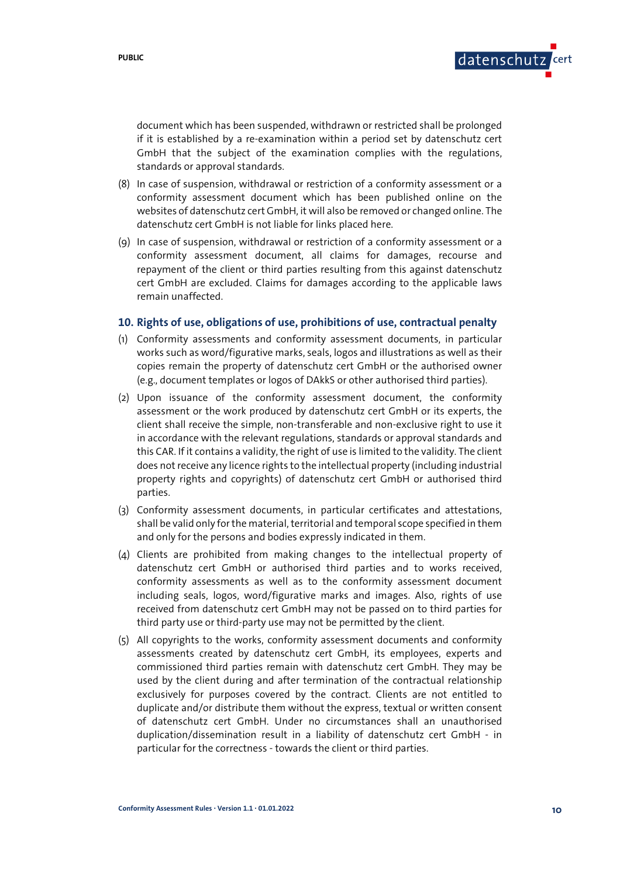document which has been suspended, withdrawn or restricted shall be prolonged if it is established by a re-examination within a period set by datenschutz cert GmbH that the subject of the examination complies with the regulations, standards or approval standards.

(8) In case of suspension, withdrawal or restriction of a conformity assessment or a conformity assessment document which has been published online on the websites of datenschutz cert GmbH, it will also be removed or changed online. The datenschutz cert GmbH is not liable for links placed here.

(9) In case of suspension, withdrawal or restriction of a conformity assessment or a conformity assessment document, all claims for damages, recourse and repayment of the client or third parties resulting from this against datenschutz cert GmbH are excluded. Claims for damages according to the applicable laws remain unaffected.

## 10. Rights of use, obligations of use, prohibitions of use, contractual penalty

(1) Conformity assessments and conformity assessment documents, in particular works such as word/figurative marks, seals, logos and illustrations as well as their copies remain the property of datenschutz cert GmbH or the authorised owner (e.g., document templates or logos of DAkkS or other authorised third parties).

(2) Upon issuance of the conformity assessment document, the conformity assessment or the work produced by datenschutz cert GmbH or its experts, the client shall receive the simple, non-transferable and non-exclusive right to use it in accordance with the relevant regulations, standards or approval standards and this CAR. If it contains a validity, the right of use is limited to the validity. The client does not receive any licence rights to the intellectual property (including industrial property rights and copyrights) of datenschutz cert GmbH or authorised third parties.

(3) Conformity assessment documents, in particular certificates and attestations, shall be valid only for the material, territorial and temporal scope specified in them and only for the persons and bodies expressly indicated in them.

(4) Clients are prohibited from making changes to the intellectual property of datenschutz cert GmbH or authorised third parties and to works received, conformity assessments as well as to the conformity assessment document including seals, logos, word/figurative marks and images. Also, rights of use received from datenschutz cert GmbH may not be passed on to third parties for third party use or third-party use may not be permitted by the client.

(5) All copyrights to the works, conformity assessment documents and conformity assessments created by datenschutz cert GmbH, its employees, experts and commissioned third parties remain with datenschutz cert GmbH. They may be used by the client during and after termination of the contractual relationship exclusively for purposes covered by the contract. Clients are not entitled to duplicate and/or distribute them without the express, textual or written consent of datenschutz cert GmbH. Under no circumstances shall an unauthorised duplication/dissemination result in a liability of datenschutz cert GmbH - in particular for the correctness - towards the client or third parties.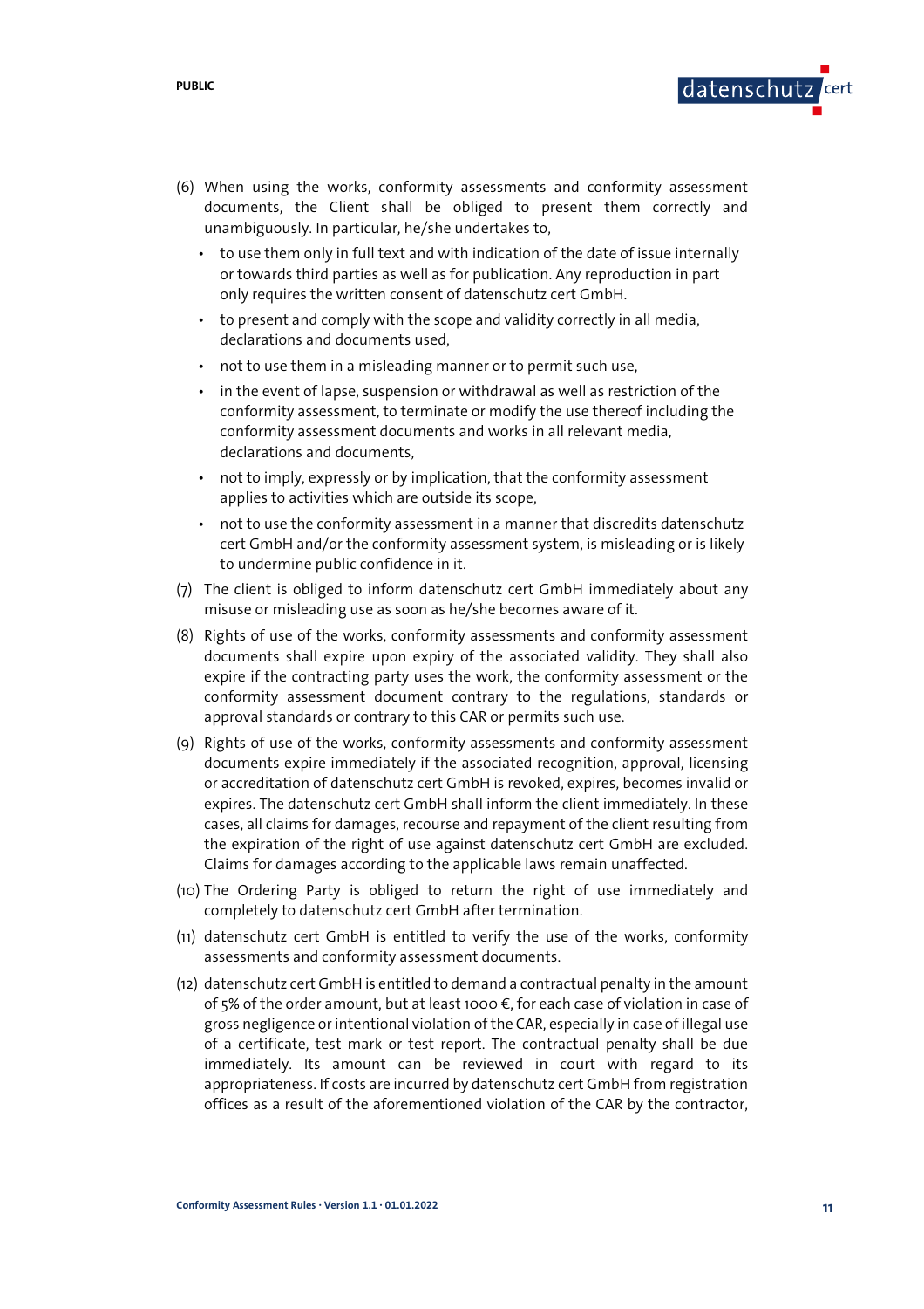(6) When using the works, conformity assessments and conformity assessment documents, the Client shall be obliged to present them correctly and unambiguously. In particular, he/she undertakes to,

- to use them only in full text and with indication of the date of issue internally or towards third parties as well as for publication. Any reproduction in part only requires the written consent of datenschutz cert GmbH.
- to present and comply with the scope and validity correctly in all media, declarations and documents used,
- not to use them in a misleading manner or to permit such use,
- in the event of lapse, suspension or withdrawal as well as restriction of the conformity assessment, to terminate or modify the use thereof including the conformity assessment documents and works in all relevant media, declarations and documents,
- not to imply, expressly or by implication, that the conformity assessment applies to activities which are outside its scope,
- not to use the conformity assessment in a manner that discredits datenschutz cert GmbH and/or the conformity assessment system, is misleading or is likely to undermine public confidence in it.

(7) The client is obliged to inform datenschutz cert GmbH immediately about any misuse or misleading use as soon as he/she becomes aware of it.

(8) Rights of use of the works, conformity assessments and conformity assessment documents shall expire upon expiry of the associated validity. They shall also expire if the contracting party uses the work, the conformity assessment or the conformity assessment document contrary to the regulations, standards or approval standards or contrary to this CAR or permits such use.

(9) Rights of use of the works, conformity assessments and conformity assessment documents expire immediately if the associated recognition, approval, licensing or accreditation of datenschutz cert GmbH is revoked, expires, becomes invalid or expires. The datenschutz cert GmbH shall inform the client immediately. In these cases, all claims for damages, recourse and repayment of the client resulting from the expiration of the right of use against datenschutz cert GmbH are excluded. Claims for damages according to the applicable laws remain unaffected.

(10) The Ordering Party is obliged to return the right of use immediately and completely to datenschutz cert GmbH after termination.

(11) datenschutz cert GmbH is entitled to verify the use of the works, conformity assessments and conformity assessment documents.

(12) datenschutz cert GmbH is entitled to demand a contractual penalty in the amount of 5% of the order amount, but at least 1000 €, for each case of violation in case of gross negligence or intentional violation of the CAR, especially in case of illegal use of a certificate, test mark or test report. The contractual penalty shall be due immediately. Its amount can be reviewed in court with regard to its appropriateness. If costs are incurred by datenschutz cert GmbH from registration offices as a result of the aforementioned violation of the CAR by the contractor,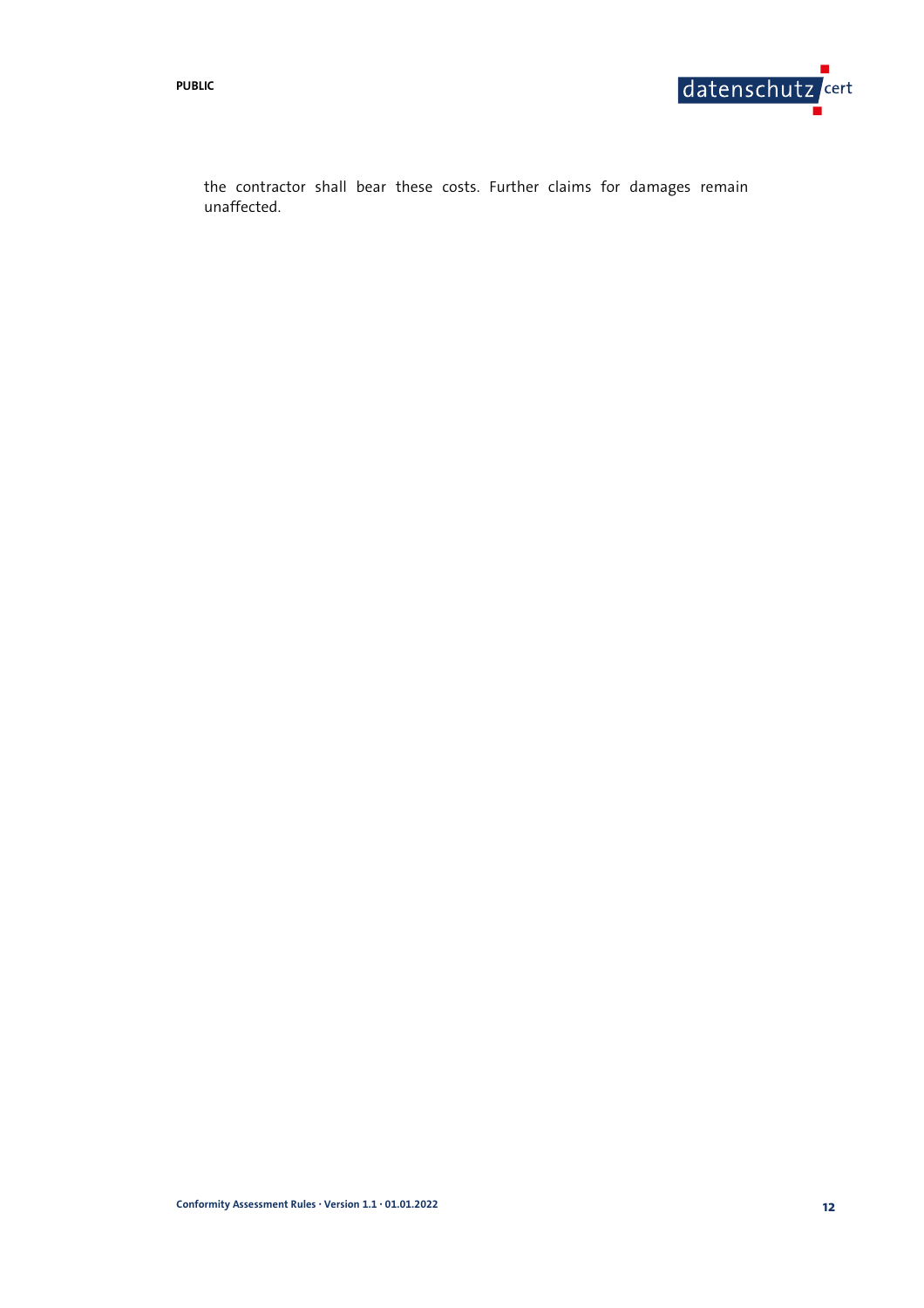the contractor shall bear these costs. Further claims for damages remain unaffected.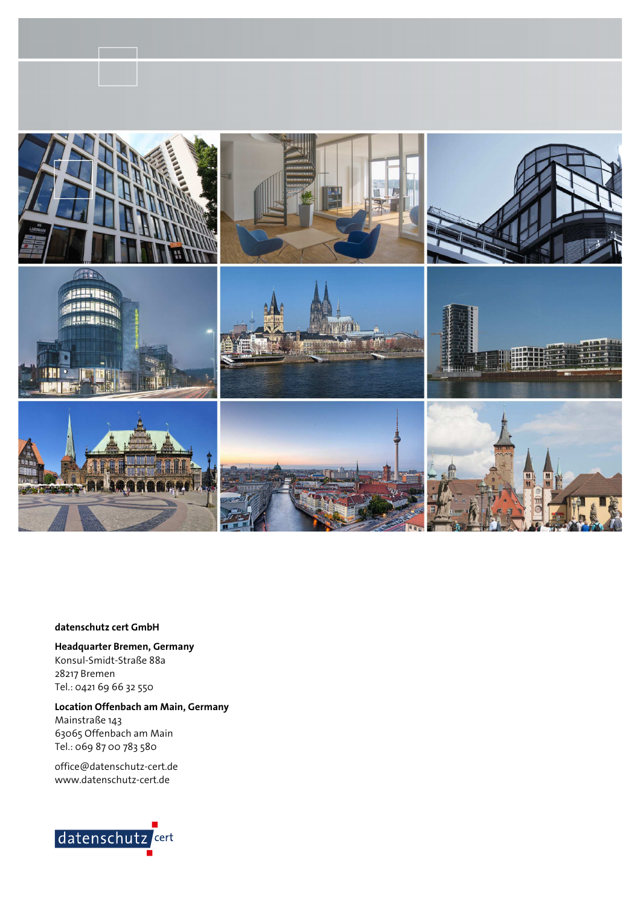**datenschutz cert GmbH**

**Headquarter Bremen, Germany**
Konsul-Smidt-Straße 88a
28217 Bremen
Tel.: 0421 69 66 32 550

**Location Offenbach am Main, Germany**
Mainstraße 143
63065 Offenbach am Main
Tel.: 069 87 00 783 580

office@datenschutz-cert.de
www.datenschutz-cert.de

datenschutz cert